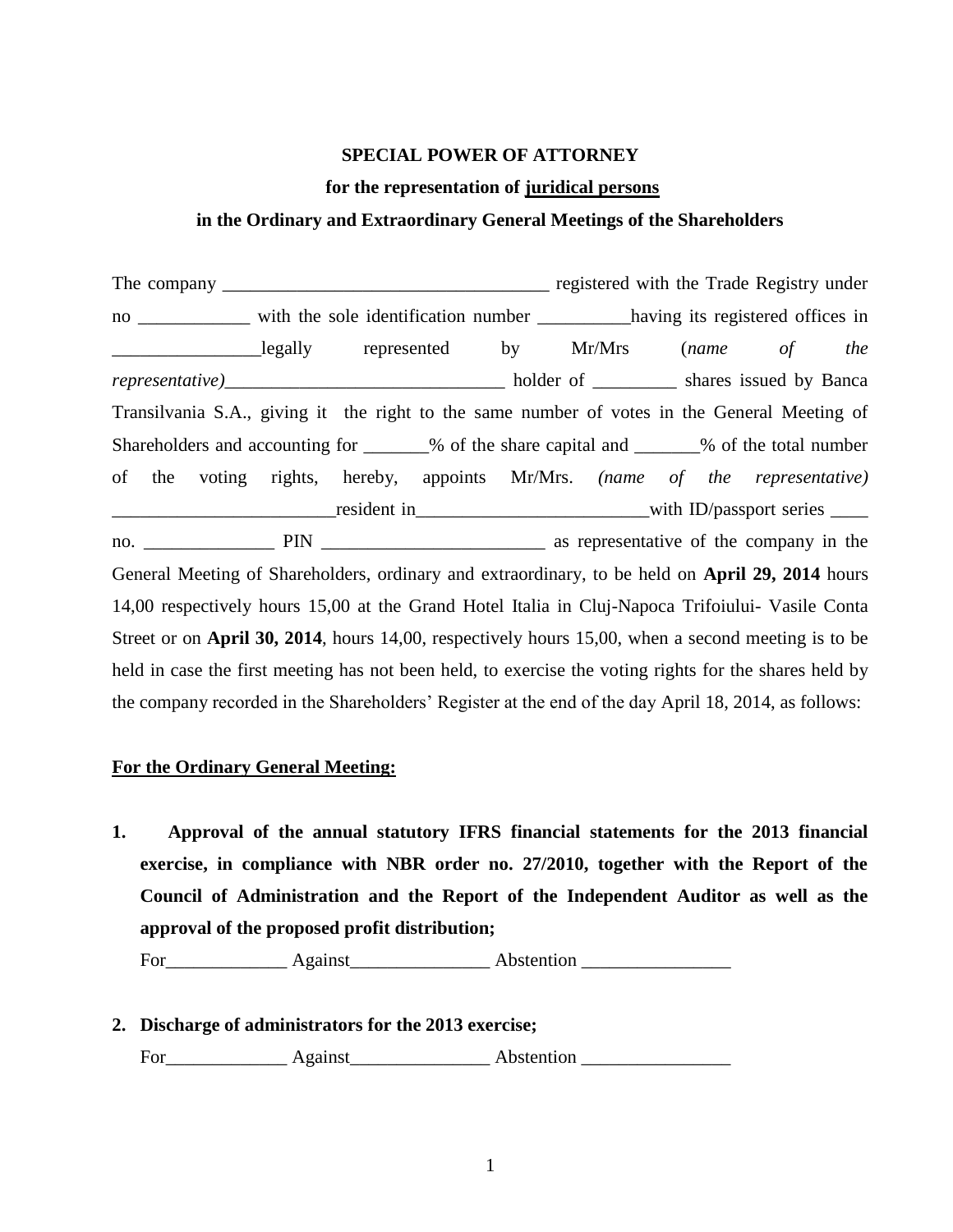**SPECIAL POWER OF ATTORNEY**

**for the representation of juridical persons**

**in the Ordinary and Extraordinary General Meetings of the Shareholders**

The company ___________________________________ registered with the Trade Registry under no ____________ with the sole identification number __________having its registered offices in ________________legally represented by Mr/Mrs (*name of the representative)*______________________________ holder of _________ shares issued by Banca Transilvania S.A., giving it the right to the same number of votes in the General Meeting of Shareholders and accounting for _______% of the share capital and _______% of the total number of the voting rights, hereby, appoints Mr/Mrs. *(name of the representative)* ________________________resident in_________________________with ID/passport series ____ no. ______________ PIN ________________________ as representative of the company in the General Meeting of Shareholders, ordinary and extraordinary, to be held on **April 29, 2014** hours 14,00 respectively hours 15,00 at the Grand Hotel Italia in Cluj-Napoca Trifoiului- Vasile Conta Street or on **April 30, 2014**, hours 14,00, respectively hours 15,00, when a second meeting is to be held in case the first meeting has not been held, to exercise the voting rights for the shares held by the company recorded in the Shareholders' Register at the end of the day April 18, 2014, as follows:

**For the Ordinary General Meeting:**

1. **Approval of the annual statutory IFRS financial statements for the 2013 financial exercise, in compliance with NBR order no. 27/2010, together with the Report of the Council of Administration and the Report of the Independent Auditor as well as the approval of the proposed profit distribution;**

   For_____________ Against_______________ Abstention ________________

2. **Discharge of administrators for the 2013 exercise;**

   For_____________ Against_______________ Abstention ________________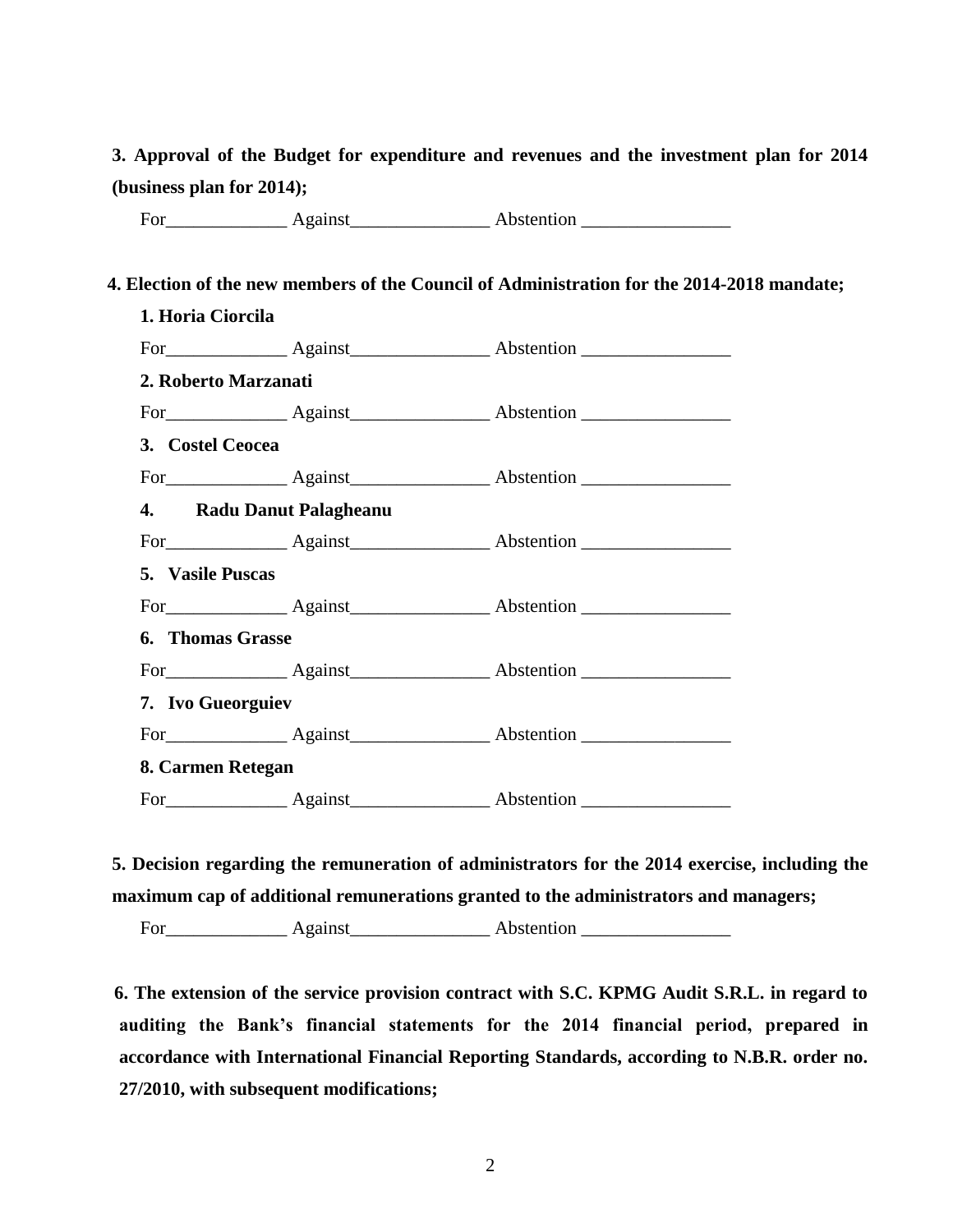**3. Approval of the Budget for expenditure and revenues and the investment plan for 2014 (business plan for 2014);**

For_____________ Against_______________ Abstention ________________

**4. Election of the new members of the Council of Administration for the 2014-2018 mandate;**

**1. Horia Ciorcila**

For_____________ Against_______________ Abstention ________________

**2. Roberto Marzanati**

For_____________ Against_______________ Abstention ________________

**3. Costel Ceocea**

For_____________ Against_______________ Abstention ________________

**4. Radu Danut Palagheanu**

For_____________ Against_______________ Abstention ________________

**5. Vasile Puscas**

For_____________ Against_______________ Abstention ________________

**6. Thomas Grasse**

For_____________ Against_______________ Abstention ________________

**7. Ivo Gueorguiev**

For_____________ Against_______________ Abstention ________________

**8. Carmen Retegan**

For_____________ Against_______________ Abstention ________________

**5. Decision regarding the remuneration of administrators for the 2014 exercise, including the maximum cap of additional remunerations granted to the administrators and managers;**

For_____________ Against_______________ Abstention ________________

**6. The extension of the service provision contract with S.C. KPMG Audit S.R.L. in regard to auditing the Bank's financial statements for the 2014 financial period, prepared in accordance with International Financial Reporting Standards, according to N.B.R. order no. 27/2010, with subsequent modifications;**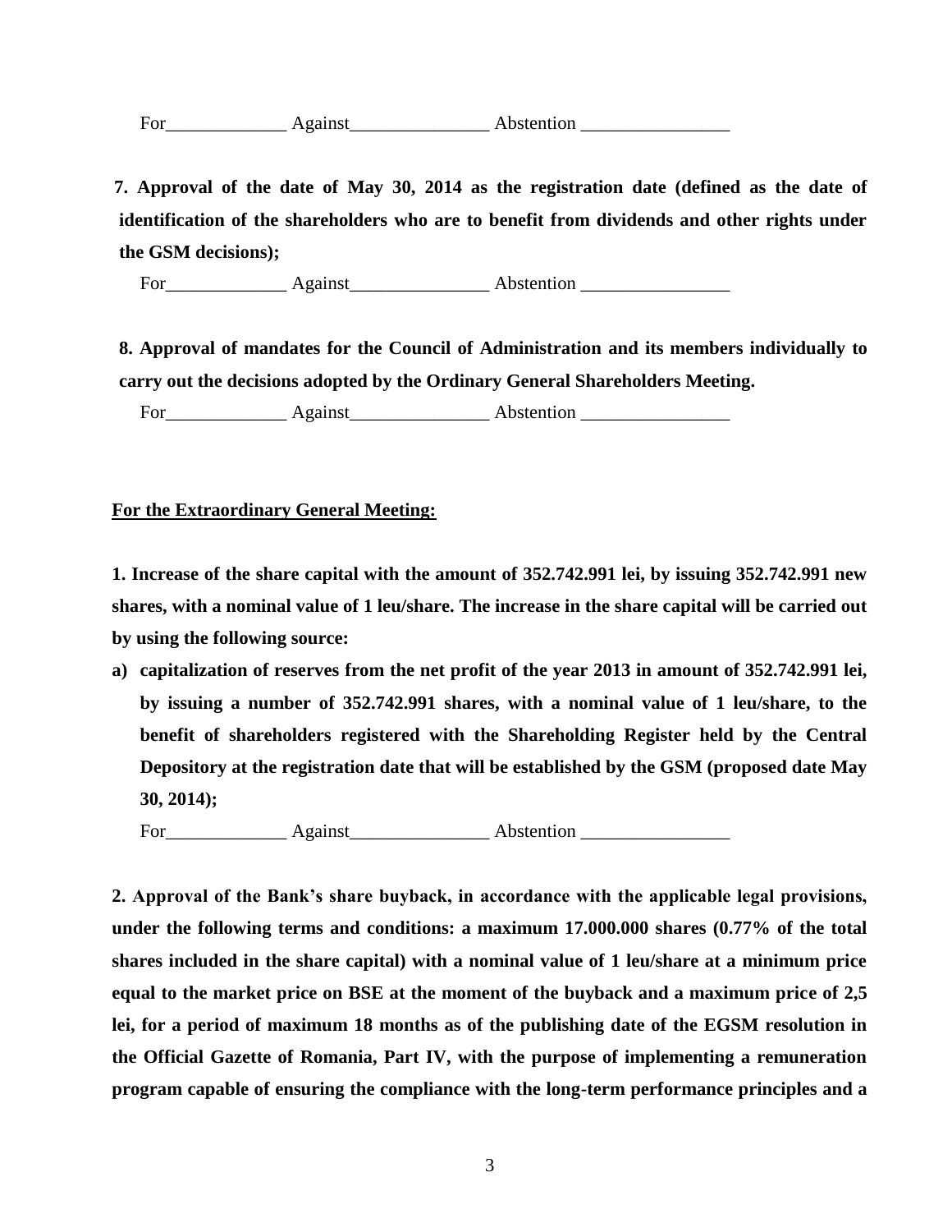For_____________ Against_______________ Abstention ________________

**7. Approval of the date of May 30, 2014 as the registration date (defined as the date of identification of the shareholders who are to benefit from dividends and other rights under the GSM decisions);**

For_____________ Against_______________ Abstention ________________

**8. Approval of mandates for the Council of Administration and its members individually to carry out the decisions adopted by the Ordinary General Shareholders Meeting.**

For_____________ Against_______________ Abstention ________________

**For the Extraordinary General Meeting:**

**1. Increase of the share capital with the amount of 352.742.991 lei, by issuing 352.742.991 new shares, with a nominal value of 1 leu/share. The increase in the share capital will be carried out by using the following source:**

**a) capitalization of reserves from the net profit of the year 2013 in amount of 352.742.991 lei, by issuing a number of 352.742.991 shares, with a nominal value of 1 leu/share, to the benefit of shareholders registered with the Shareholding Register held by the Central Depository at the registration date that will be established by the GSM (proposed date May 30, 2014);**

For_____________ Against_______________ Abstention ________________

**2. Approval of the Bank's share buyback, in accordance with the applicable legal provisions, under the following terms and conditions: a maximum 17.000.000 shares (0.77% of the total shares included in the share capital) with a nominal value of 1 leu/share at a minimum price equal to the market price on BSE at the moment of the buyback and a maximum price of 2,5 lei, for a period of maximum 18 months as of the publishing date of the EGSM resolution in the Official Gazette of Romania, Part IV, with the purpose of implementing a remuneration program capable of ensuring the compliance with the long-term performance principles and a**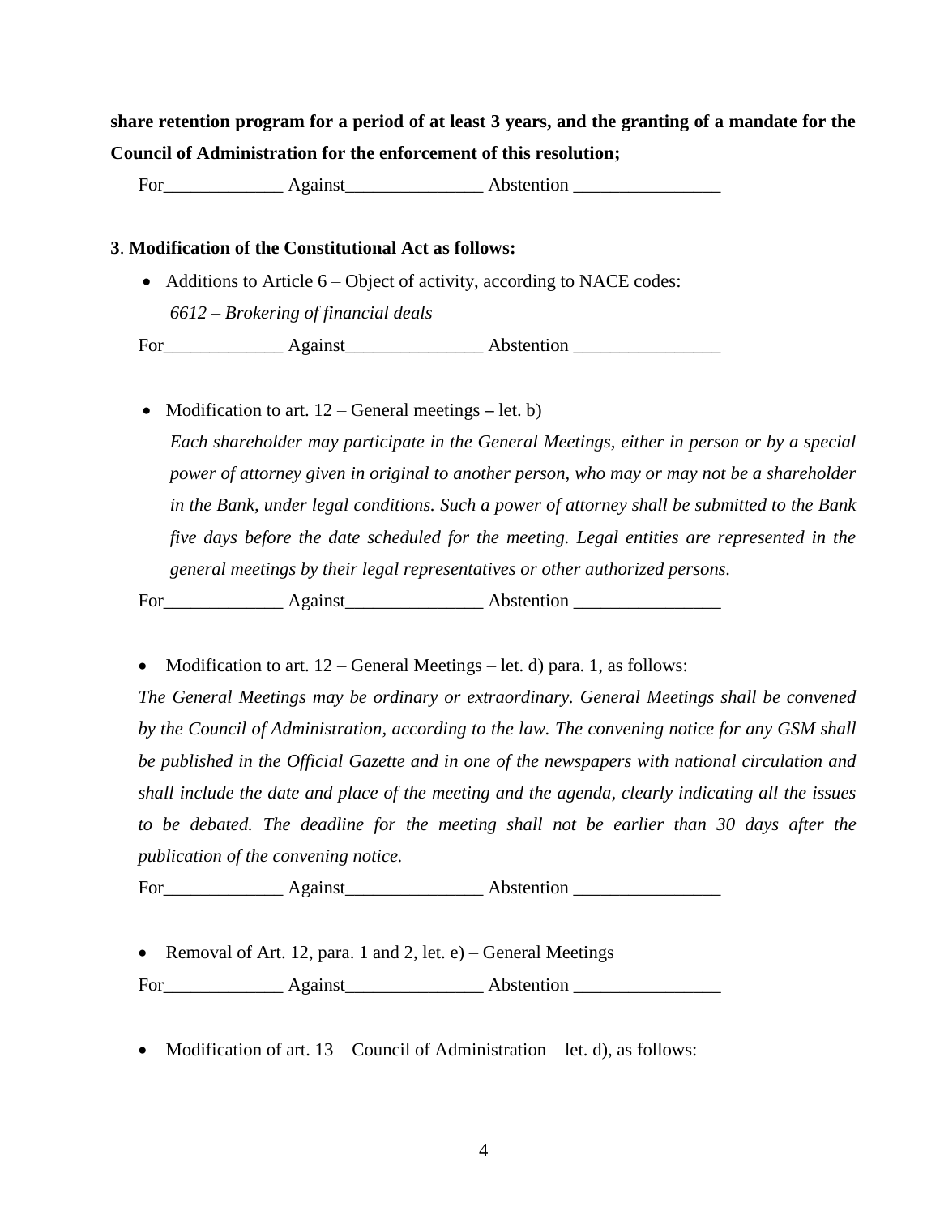**share retention program for a period of at least 3 years, and the granting of a mandate for the Council of Administration for the enforcement of this resolution;**

For_____________ Against_______________ Abstention ________________

**3**. **Modification of the Constitutional Act as follows:**

- Additions to Article 6 – Object of activity, according to NACE codes:

  *6612 – Brokering of financial deals*

For_____________ Against_______________ Abstention ________________

- Modification to art. 12 – General meetings **–** let. b)

  *Each shareholder may participate in the General Meetings, either in person or by a special power of attorney given in original to another person, who may or may not be a shareholder in the Bank, under legal conditions. Such a power of attorney shall be submitted to the Bank five days before the date scheduled for the meeting. Legal entities are represented in the general meetings by their legal representatives or other authorized persons.*

For_____________ Against_______________ Abstention ________________

- Modification to art. 12 – General Meetings – let. d) para. 1, as follows:

*The General Meetings may be ordinary or extraordinary. General Meetings shall be convened by the Council of Administration, according to the law. The convening notice for any GSM shall be published in the Official Gazette and in one of the newspapers with national circulation and shall include the date and place of the meeting and the agenda, clearly indicating all the issues to be debated. The deadline for the meeting shall not be earlier than 30 days after the publication of the convening notice.*

For_____________ Against_______________ Abstention ________________

- Removal of Art. 12, para. 1 and 2, let. e) – General Meetings

For_____________ Against_______________ Abstention ________________

- Modification of art. 13 – Council of Administration – let. d), as follows: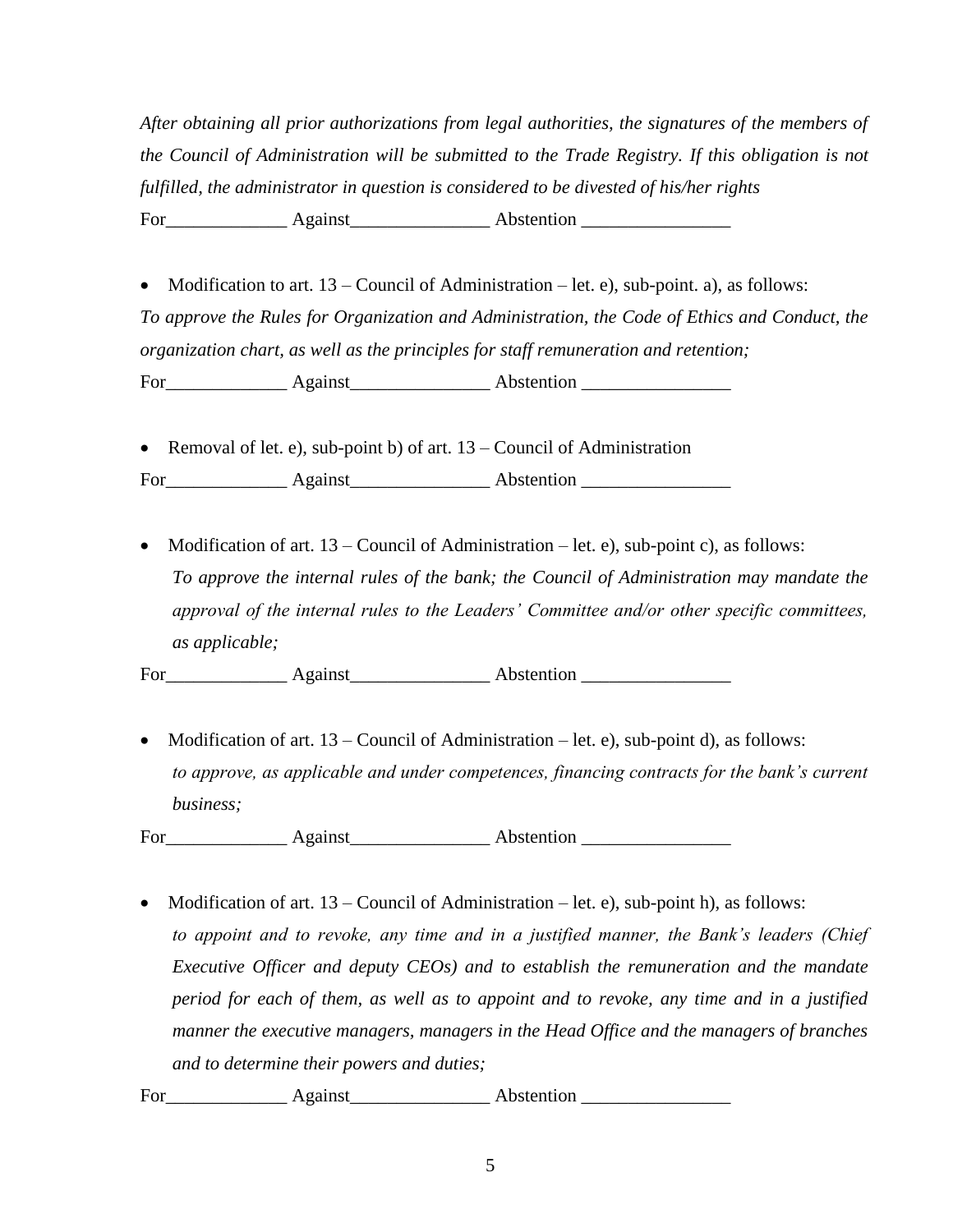*After obtaining all prior authorizations from legal authorities, the signatures of the members of the Council of Administration will be submitted to the Trade Registry. If this obligation is not fulfilled, the administrator in question is considered to be divested of his/her rights*

For_____________ Against_______________ Abstention ________________

- Modification to art. 13 – Council of Administration – let. e), sub-point. a), as follows:

*To approve the Rules for Organization and Administration, the Code of Ethics and Conduct, the organization chart, as well as the principles for staff remuneration and retention;*

For_____________ Against_______________ Abstention ________________

- Removal of let. e), sub-point b) of art. 13 – Council of Administration

For_____________ Against_______________ Abstention ________________

- Modification of art. 13 – Council of Administration – let. e), sub-point c), as follows:

  *To approve the internal rules of the bank; the Council of Administration may mandate the approval of the internal rules to the Leaders' Committee and/or other specific committees, as applicable;*

For_____________ Against_______________ Abstention ________________

- Modification of art. 13 – Council of Administration – let. e), sub-point d), as follows:

  *to approve, as applicable and under competences, financing contracts for the bank's current business;*

For_____________ Against_______________ Abstention ________________

- Modification of art. 13 – Council of Administration – let. e), sub-point h), as follows:

  *to appoint and to revoke, any time and in a justified manner, the Bank's leaders (Chief Executive Officer and deputy CEOs) and to establish the remuneration and the mandate period for each of them, as well as to appoint and to revoke, any time and in a justified manner the executive managers, managers in the Head Office and the managers of branches and to determine their powers and duties;*

For_____________ Against_______________ Abstention ________________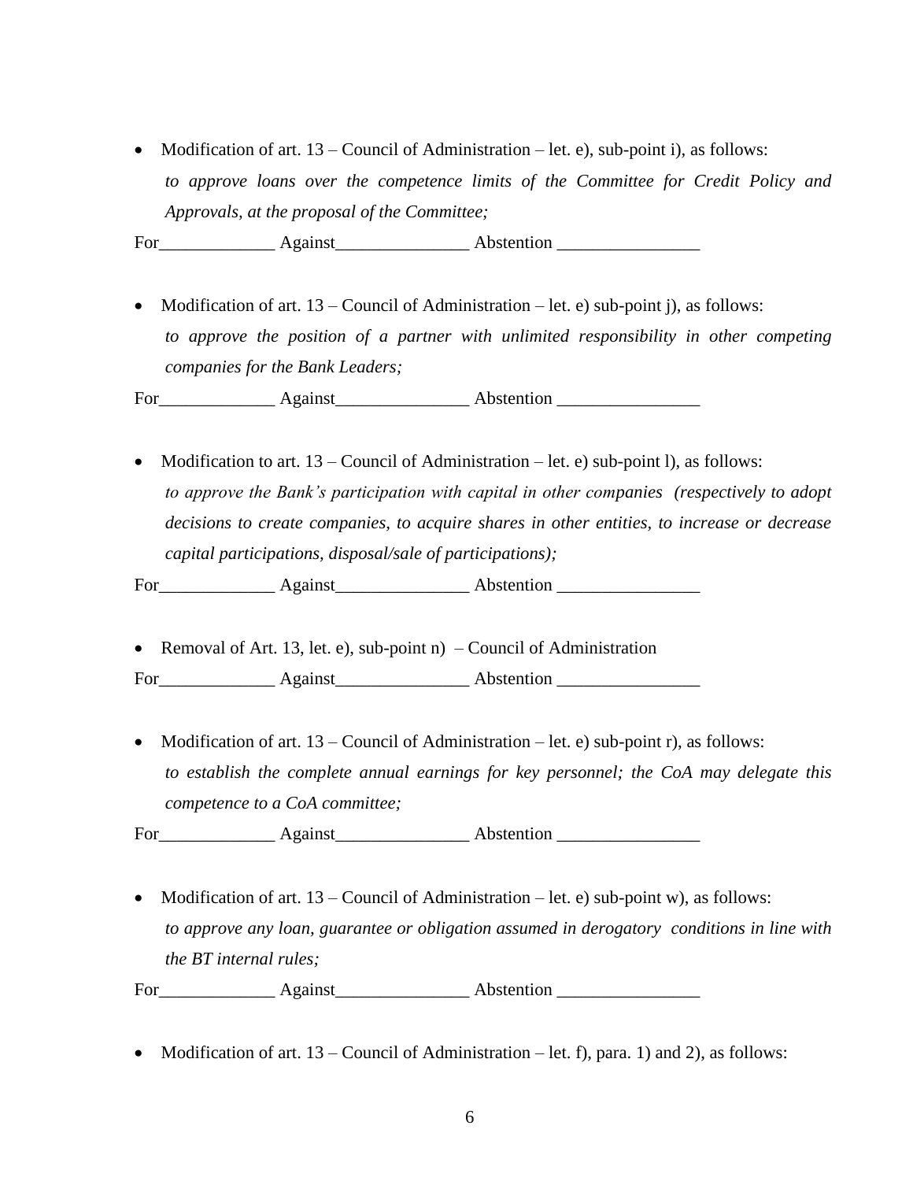- Modification of art. 13 – Council of Administration – let. e), sub-point i), as follows:
  *to approve loans over the competence limits of the Committee for Credit Policy and Approvals, at the proposal of the Committee;*

For_____________ Against_______________ Abstention ________________

- Modification of art. 13 – Council of Administration – let. e) sub-point j), as follows:
  *to approve the position of a partner with unlimited responsibility in other competing companies for the Bank Leaders;*

For_____________ Against_______________ Abstention ________________

- Modification to art. 13 – Council of Administration – let. e) sub-point l), as follows:
  *to approve the Bank's participation with capital in other companies (respectively to adopt decisions to create companies, to acquire shares in other entities, to increase or decrease capital participations, disposal/sale of participations);*

For_____________ Against_______________ Abstention ________________

- Removal of Art. 13, let. e), sub-point n) – Council of Administration

For_____________ Against_______________ Abstention ________________

- Modification of art. 13 – Council of Administration – let. e) sub-point r), as follows:
  *to establish the complete annual earnings for key personnel; the CoA may delegate this competence to a CoA committee;*

For_____________ Against_______________ Abstention ________________

- Modification of art. 13 – Council of Administration – let. e) sub-point w), as follows:
  *to approve any loan, guarantee or obligation assumed in derogatory conditions in line with the BT internal rules;*

For_____________ Against_______________ Abstention ________________

- Modification of art. 13 – Council of Administration – let. f), para. 1) and 2), as follows: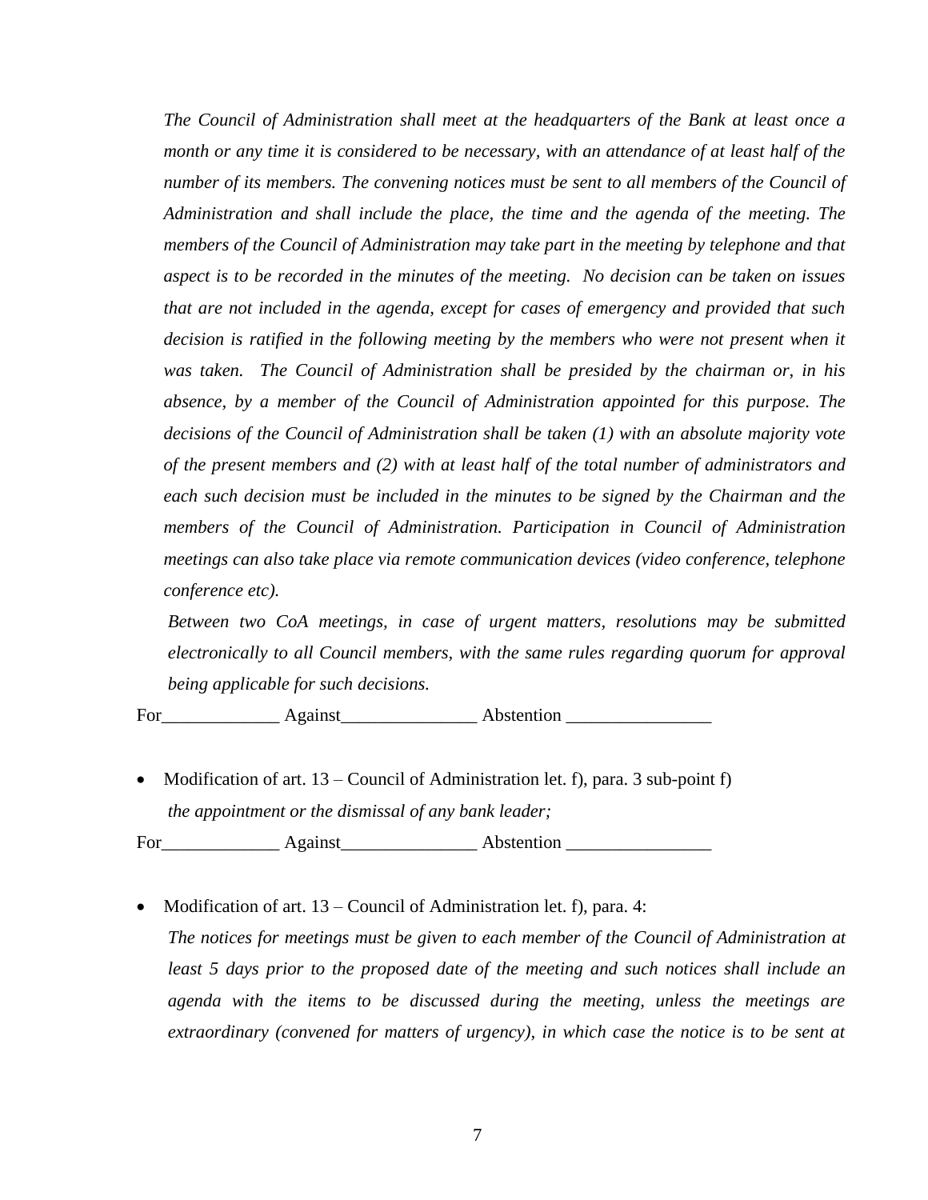*The Council of Administration shall meet at the headquarters of the Bank at least once a month or any time it is considered to be necessary, with an attendance of at least half of the number of its members. The convening notices must be sent to all members of the Council of Administration and shall include the place, the time and the agenda of the meeting. The members of the Council of Administration may take part in the meeting by telephone and that aspect is to be recorded in the minutes of the meeting. No decision can be taken on issues that are not included in the agenda, except for cases of emergency and provided that such decision is ratified in the following meeting by the members who were not present when it was taken. The Council of Administration shall be presided by the chairman or, in his absence, by a member of the Council of Administration appointed for this purpose. The decisions of the Council of Administration shall be taken (1) with an absolute majority vote of the present members and (2) with at least half of the total number of administrators and each such decision must be included in the minutes to be signed by the Chairman and the members of the Council of Administration. Participation in Council of Administration meetings can also take place via remote communication devices (video conference, telephone conference etc).*

*Between two CoA meetings, in case of urgent matters, resolutions may be submitted electronically to all Council members, with the same rules regarding quorum for approval being applicable for such decisions.*

For_____________ Against_______________ Abstention ________________

- Modification of art. 13 – Council of Administration let. f), para. 3 sub-point f)

  *the appointment or the dismissal of any bank leader;*

For_____________ Against_______________ Abstention ________________

- Modification of art. 13 – Council of Administration let. f), para. 4:

  *The notices for meetings must be given to each member of the Council of Administration at least 5 days prior to the proposed date of the meeting and such notices shall include an agenda with the items to be discussed during the meeting, unless the meetings are extraordinary (convened for matters of urgency), in which case the notice is to be sent at*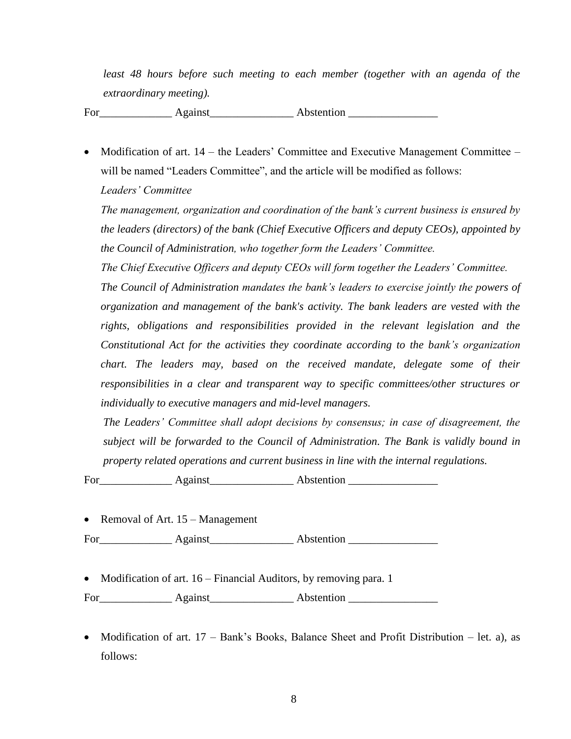*least 48 hours before such meeting to each member (together with an agenda of the extraordinary meeting).*

For_____________ Against_______________ Abstention ________________

- Modification of art. 14 – the Leaders' Committee and Executive Management Committee – will be named "Leaders Committee", and the article will be modified as follows:

  *Leaders' Committee*

  *The management, organization and coordination of the bank's current business is ensured by the leaders (directors) of the bank (Chief Executive Officers and deputy CEOs), appointed by the Council of Administration, who together form the Leaders' Committee.*

  *The Chief Executive Officers and deputy CEOs will form together the Leaders' Committee.*

  *The Council of Administration mandates the bank's leaders to exercise jointly the powers of organization and management of the bank's activity. The bank leaders are vested with the rights, obligations and responsibilities provided in the relevant legislation and the Constitutional Act for the activities they coordinate according to the bank's organization chart. The leaders may, based on the received mandate, delegate some of their responsibilities in a clear and transparent way to specific committees/other structures or individually to executive managers and mid-level managers.*

  *The Leaders' Committee shall adopt decisions by consensus; in case of disagreement, the subject will be forwarded to the Council of Administration. The Bank is validly bound in property related operations and current business in line with the internal regulations.*

For_____________ Against_______________ Abstention ________________

- Removal of Art. 15 – Management

For_____________ Against_______________ Abstention ________________

- Modification of art. 16 – Financial Auditors, by removing para. 1

For_____________ Against_______________ Abstention ________________

- Modification of art. 17 – Bank's Books, Balance Sheet and Profit Distribution – let. a), as follows: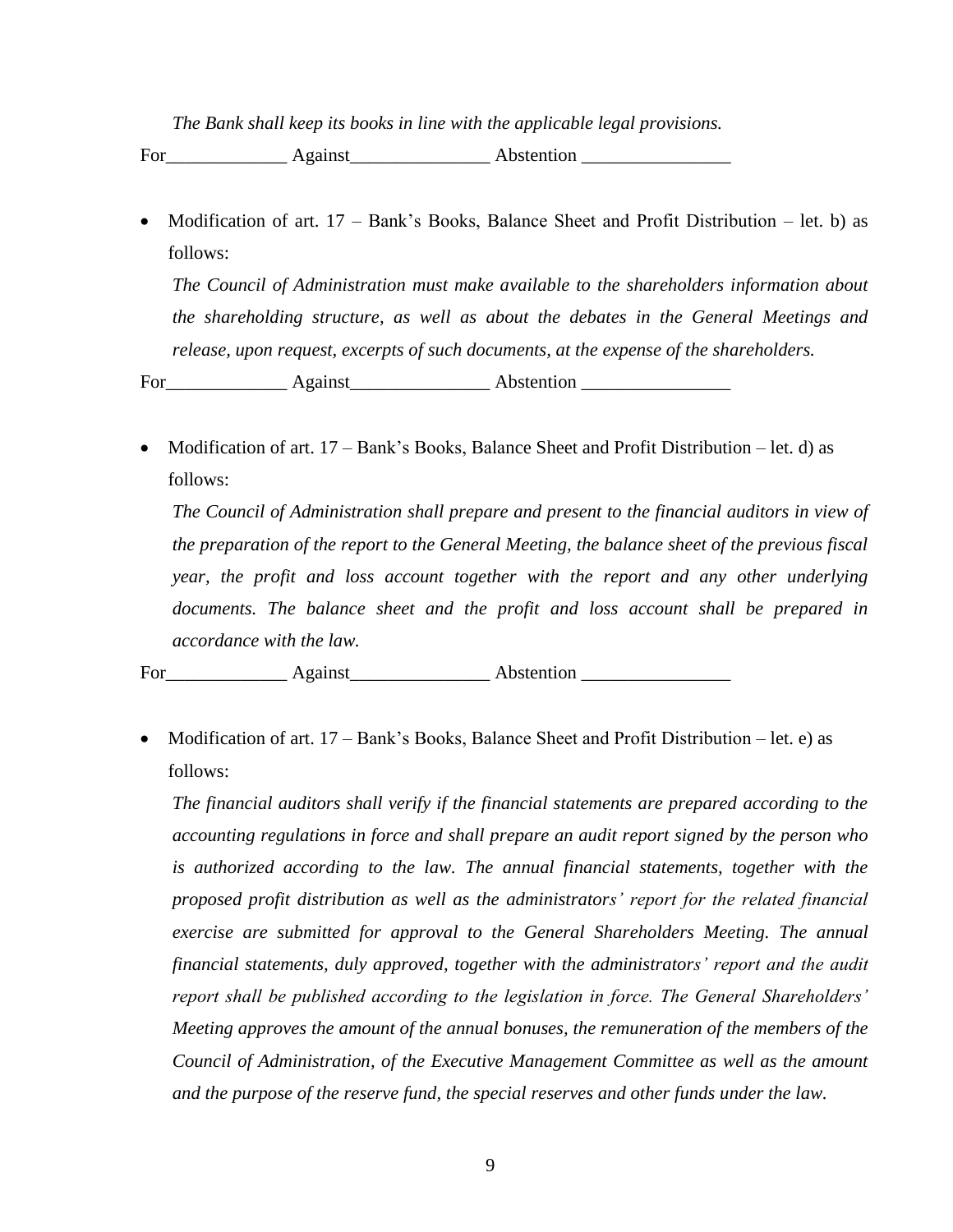*The Bank shall keep its books in line with the applicable legal provisions.*

For_____________ Against_______________ Abstention ________________

- Modification of art. 17 – Bank's Books, Balance Sheet and Profit Distribution – let. b) as follows:

  *The Council of Administration must make available to the shareholders information about the shareholding structure, as well as about the debates in the General Meetings and release, upon request, excerpts of such documents, at the expense of the shareholders.*

For_____________ Against_______________ Abstention ________________

- Modification of art. 17 – Bank's Books, Balance Sheet and Profit Distribution – let. d) as follows:

  *The Council of Administration shall prepare and present to the financial auditors in view of the preparation of the report to the General Meeting, the balance sheet of the previous fiscal year, the profit and loss account together with the report and any other underlying documents. The balance sheet and the profit and loss account shall be prepared in accordance with the law.*

For_____________ Against_______________ Abstention ________________

- Modification of art. 17 – Bank's Books, Balance Sheet and Profit Distribution – let. e) as follows:

  *The financial auditors shall verify if the financial statements are prepared according to the accounting regulations in force and shall prepare an audit report signed by the person who is authorized according to the law. The annual financial statements, together with the proposed profit distribution as well as the administrators' report for the related financial exercise are submitted for approval to the General Shareholders Meeting. The annual financial statements, duly approved, together with the administrators' report and the audit report shall be published according to the legislation in force. The General Shareholders' Meeting approves the amount of the annual bonuses, the remuneration of the members of the Council of Administration, of the Executive Management Committee as well as the amount and the purpose of the reserve fund, the special reserves and other funds under the law.*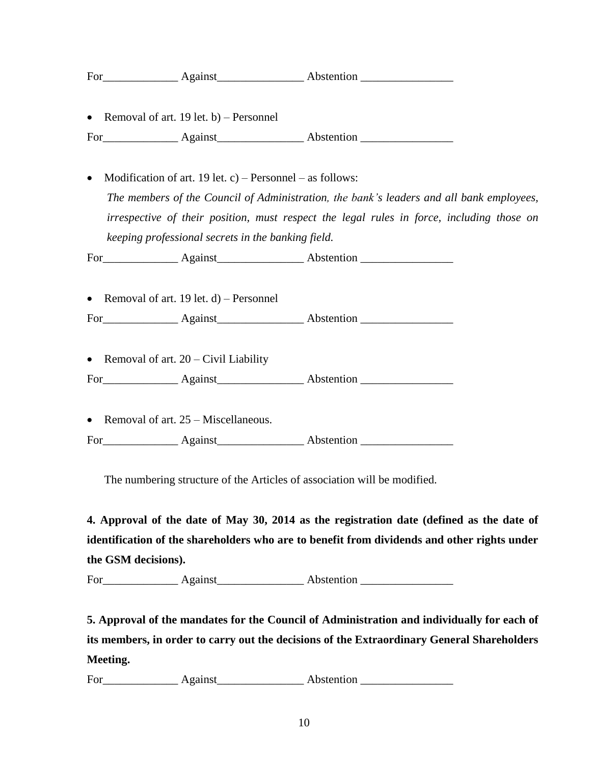For_____________ Against_______________ Abstention ________________

- Removal of art. 19 let. b) – Personnel

For_____________ Against_______________ Abstention ________________

- Modification of art. 19 let. c) – Personnel – as follows:

  *The members of the Council of Administration, the bank's leaders and all bank employees, irrespective of their position, must respect the legal rules in force, including those on keeping professional secrets in the banking field.*

For_____________ Against_______________ Abstention ________________

- Removal of art. 19 let. d) – Personnel

For_____________ Against_______________ Abstention ________________

- Removal of art. 20 – Civil Liability

For_____________ Against_______________ Abstention ________________

- Removal of art. 25 – Miscellaneous.

For_____________ Against_______________ Abstention ________________

The numbering structure of the Articles of association will be modified.

**4. Approval of the date of May 30, 2014 as the registration date (defined as the date of identification of the shareholders who are to benefit from dividends and other rights under the GSM decisions).**

For_____________ Against_______________ Abstention ________________

**5. Approval of the mandates for the Council of Administration and individually for each of its members, in order to carry out the decisions of the Extraordinary General Shareholders Meeting.**

For_____________ Against_______________ Abstention ________________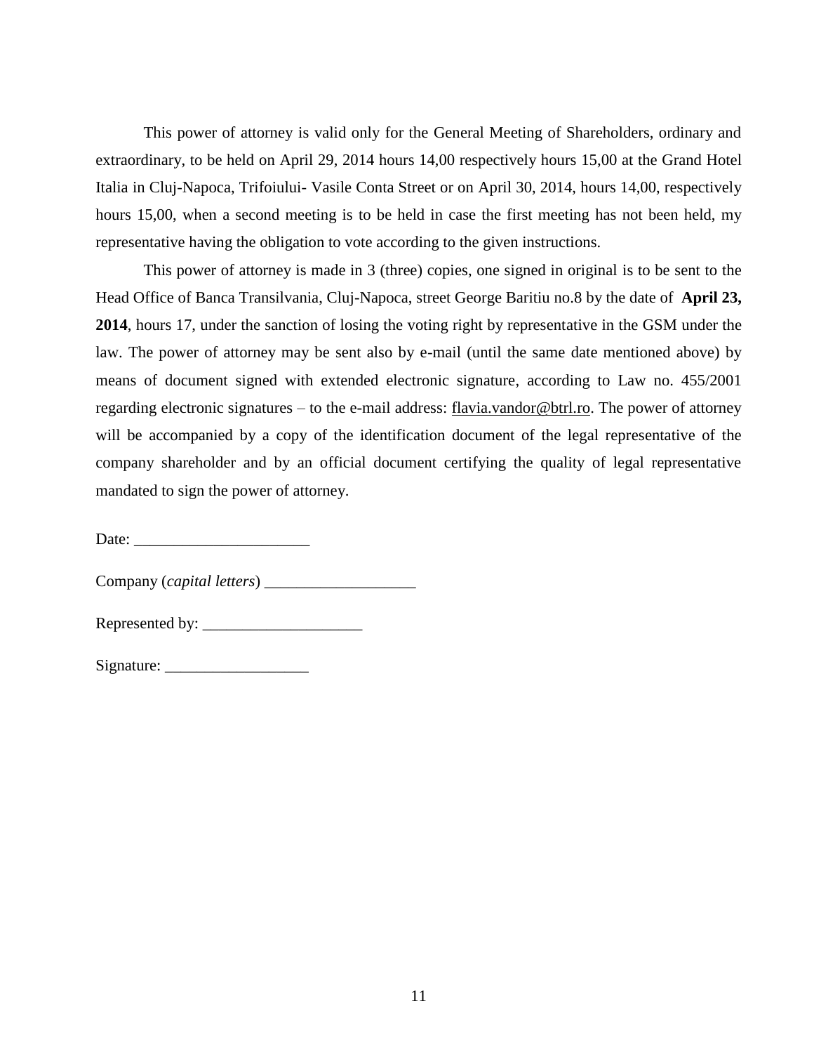This power of attorney is valid only for the General Meeting of Shareholders, ordinary and extraordinary, to be held on April 29, 2014 hours 14,00 respectively hours 15,00 at the Grand Hotel Italia in Cluj-Napoca, Trifoiului- Vasile Conta Street or on April 30, 2014, hours 14,00, respectively hours 15,00, when a second meeting is to be held in case the first meeting has not been held, my representative having the obligation to vote according to the given instructions.

This power of attorney is made in 3 (three) copies, one signed in original is to be sent to the Head Office of Banca Transilvania, Cluj-Napoca, street George Baritiu no.8 by the date of **April 23, 2014**, hours 17, under the sanction of losing the voting right by representative in the GSM under the law. The power of attorney may be sent also by e-mail (until the same date mentioned above) by means of document signed with extended electronic signature, according to Law no. 455/2001 regarding electronic signatures – to the e-mail address: flavia.vandor@btrl.ro. The power of attorney will be accompanied by a copy of the identification document of the legal representative of the company shareholder and by an official document certifying the quality of legal representative mandated to sign the power of attorney.

Date: ______________________

Company (*capital letters*) ___________________

Represented by: ____________________

Signature: __________________